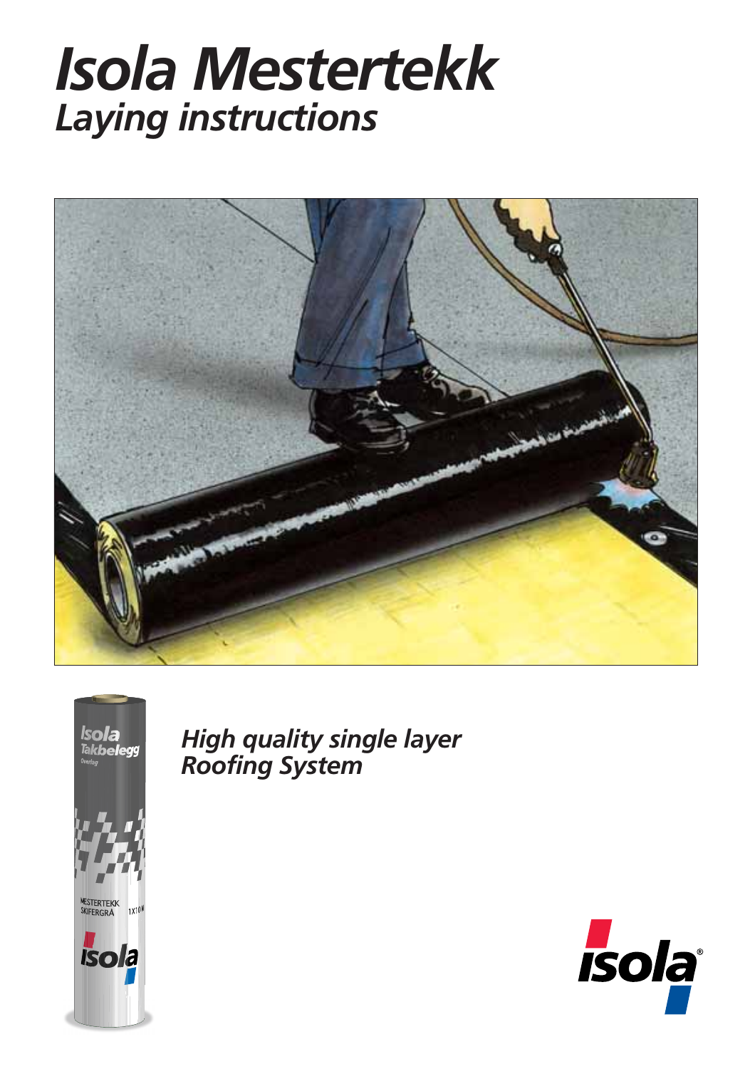# Isola Mestertekk

## Laying instructions

*High quality single layer Roofing System*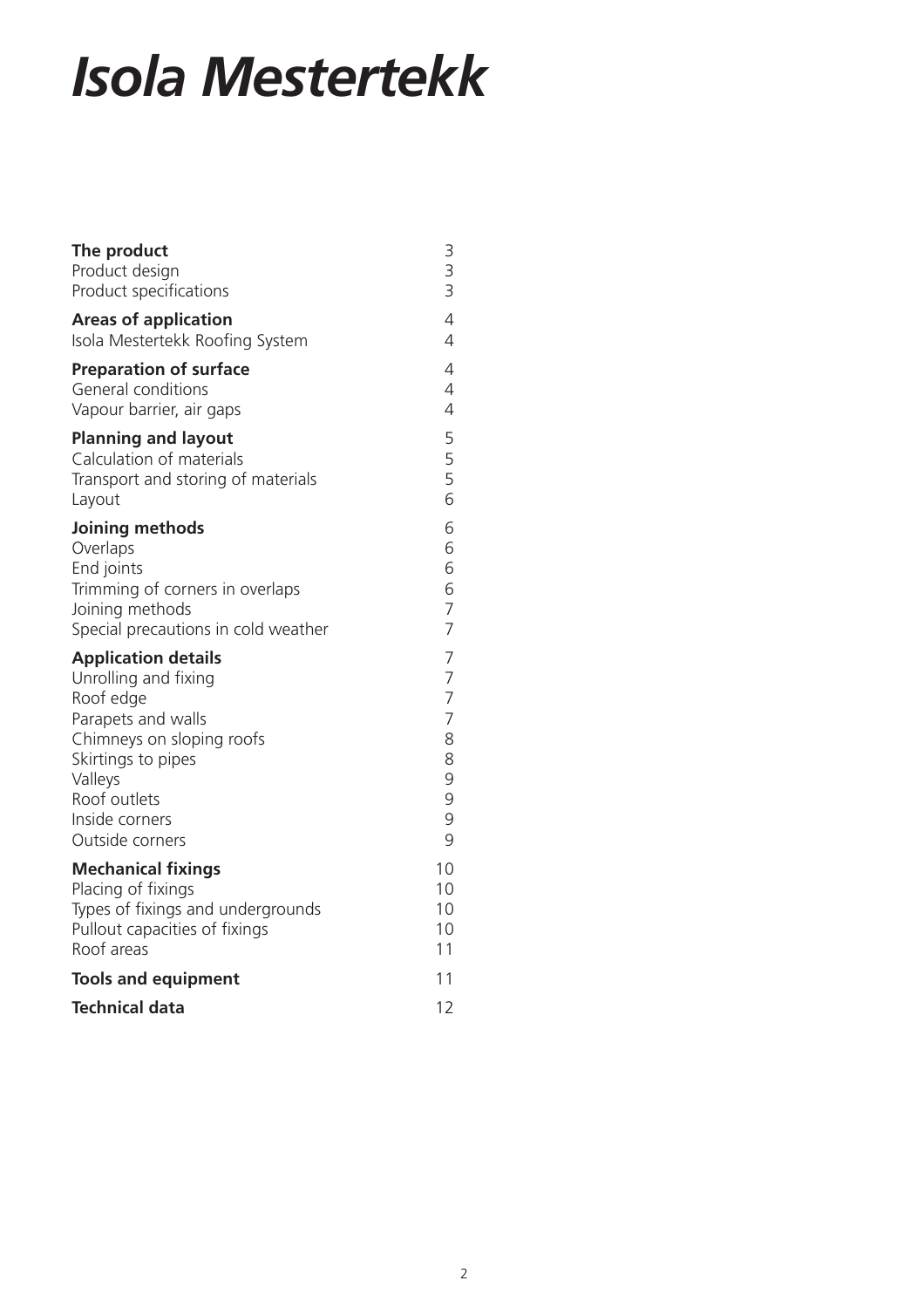# Isola Mestertekk

| | |
|---|---|
| **The product** | 3 |
| Product design | 3 |
| Product specifications | 3 |
| **Areas of application** | 4 |
| Isola Mestertekk Roofing System | 4 |
| **Preparation of surface** | 4 |
| General conditions | 4 |
| Vapour barrier, air gaps | 4 |
| **Planning and layout** | 5 |
| Calculation of materials | 5 |
| Transport and storing of materials | 5 |
| Layout | 6 |
| **Joining methods** | 6 |
| Overlaps | 6 |
| End joints | 6 |
| Trimming of corners in overlaps | 6 |
| Joining methods | 7 |
| Special precautions in cold weather | 7 |
| **Application details** | 7 |
| Unrolling and fixing | 7 |
| Roof edge | 7 |
| Parapets and walls | 7 |
| Chimneys on sloping roofs | 8 |
| Skirtings to pipes | 8 |
| Valleys | 9 |
| Roof outlets | 9 |
| Inside corners | 9 |
| Outside corners | 9 |
| **Mechanical fixings** | 10 |
| Placing of fixings | 10 |
| Types of fixings and undergrounds | 10 |
| Pullout capacities of fixings | 10 |
| Roof areas | 11 |
| **Tools and equipment** | 11 |
| **Technical data** | 12 |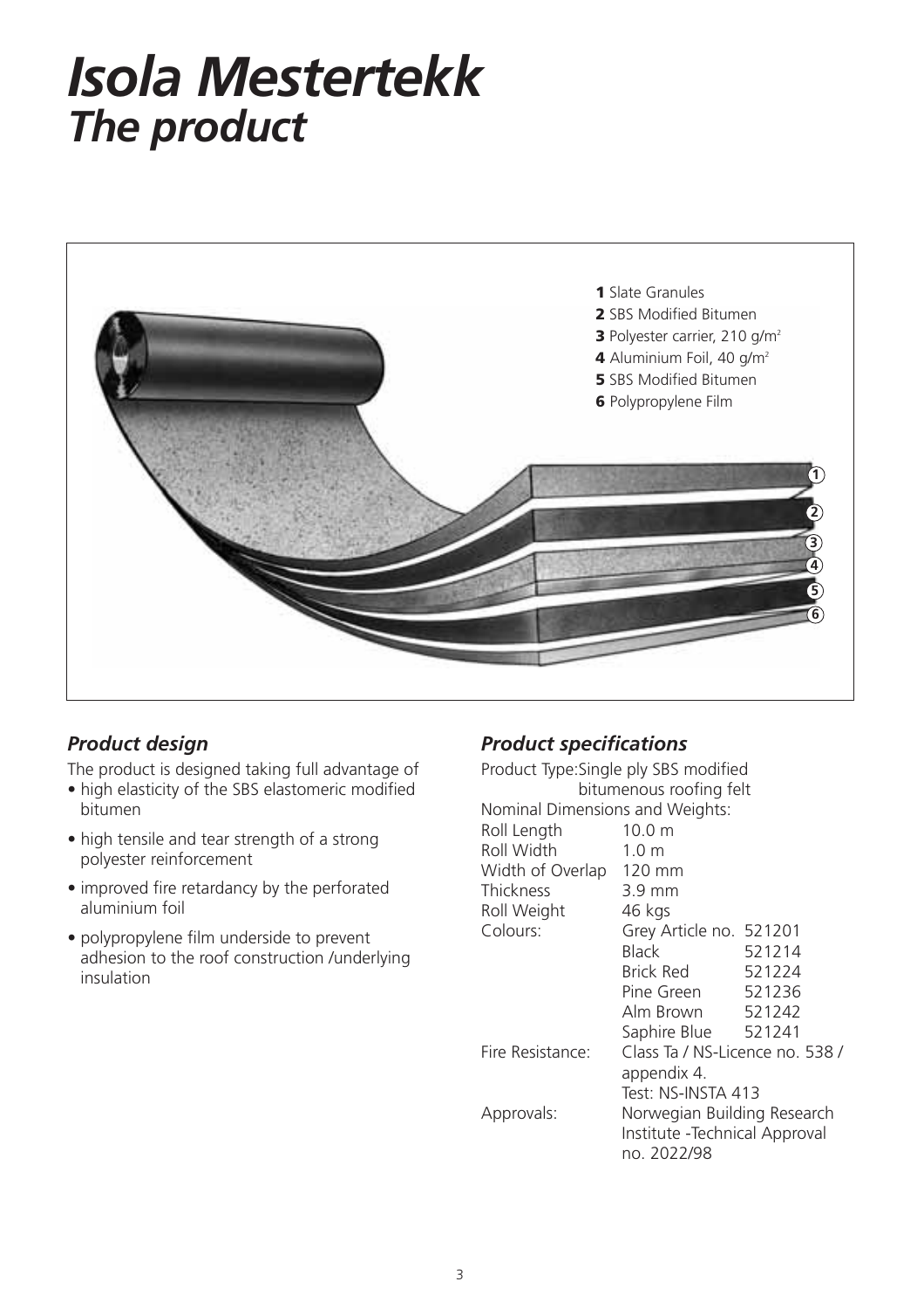# Isola Mestertekk
## The product

1 Slate Granules
2 SBS Modified Bitumen
3 Polyester carrier, 210 g/m²
4 Aluminium Foil, 40 g/m²
5 SBS Modified Bitumen
6 Polypropylene Film

### Product design

The product is designed taking full advantage of

- high elasticity of the SBS elastomeric modified bitumen
- high tensile and tear strength of a strong polyester reinforcement
- improved fire retardancy by the perforated aluminium foil
- polypropylene film underside to prevent adhesion to the roof construction /underlying insulation

### Product specifications

Product Type: Single ply SBS modified bitumenous roofing felt

Nominal Dimensions and Weights:

| | | |
|---|---|---|
| Roll Length | 10.0 m | |
| Roll Width | 1.0 m | |
| Width of Overlap | 120 mm | |
| Thickness | 3.9 mm | |
| Roll Weight | 46 kgs | |
| Colours: | Grey Article no. | 521201 |
| | Black | 521214 |
| | Brick Red | 521224 |
| | Pine Green | 521236 |
| | Alm Brown | 521242 |
| | Saphire Blue | 521241 |
| Fire Resistance: | Class Ta / NS-Licence no. 538 / appendix 4. Test: NS-INSTA 413 | |
| Approvals: | Norwegian Building Research Institute -Technical Approval no. 2022/98 | |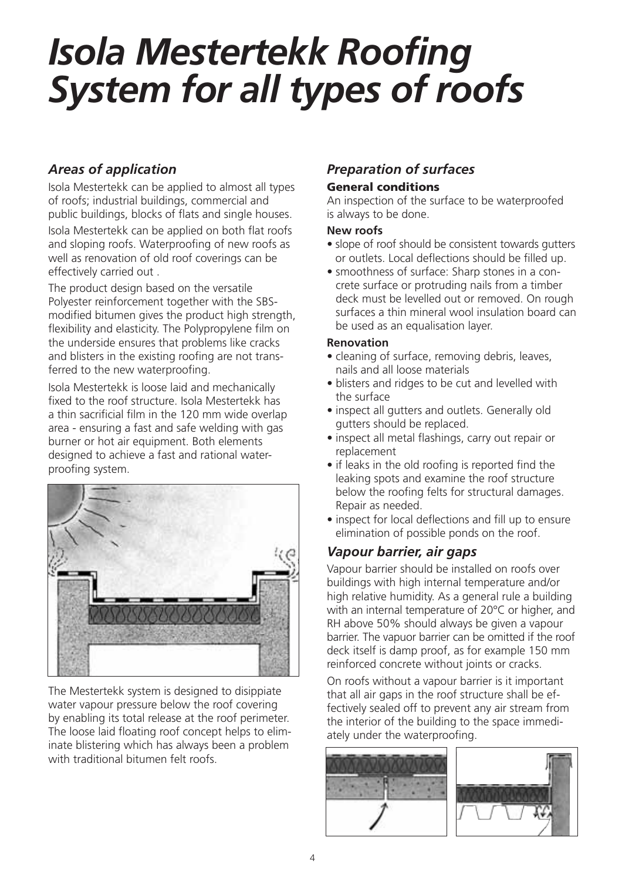# *Isola Mestertekk Roofing System for all types of roofs*

## *Areas of application*

Isola Mestertekk can be applied to almost all types of roofs; industrial buildings, commercial and public buildings, blocks of flats and single houses.

Isola Mestertekk can be applied on both flat roofs and sloping roofs. Waterproofing of new roofs as well as renovation of old roof coverings can be effectively carried out .

The product design based on the versatile Polyester reinforcement together with the SBS-modified bitumen gives the product high strength, flexibility and elasticity. The Polypropylene film on the underside ensures that problems like cracks and blisters in the existing roofing are not transferred to the new waterproofing.

Isola Mestertekk is loose laid and mechanically fixed to the roof structure. Isola Mestertekk has a thin sacrificial film in the 120 mm wide overlap area - ensuring a fast and safe welding with gas burner or hot air equipment. Both elements designed to achieve a fast and rational waterproofing system.

The Mestertekk system is designed to disippiate water vapour pressure below the roof covering by enabling its total release at the roof perimeter. The loose laid floating roof concept helps to eliminate blistering which has always been a problem with traditional bitumen felt roofs.

## *Preparation of surfaces*

### General conditions

An inspection of the surface to be waterproofed is always to be done.

#### New roofs

- slope of roof should be consistent towards gutters or outlets. Local deflections should be filled up.
- smoothness of surface: Sharp stones in a concrete surface or protruding nails from a timber deck must be levelled out or removed. On rough surfaces a thin mineral wool insulation board can be used as an equalisation layer.

#### Renovation

- cleaning of surface, removing debris, leaves, nails and all loose materials
- blisters and ridges to be cut and levelled with the surface
- inspect all gutters and outlets. Generally old gutters should be replaced.
- inspect all metal flashings, carry out repair or replacement
- if leaks in the old roofing is reported find the leaking spots and examine the roof structure below the roofing felts for structural damages. Repair as needed.
- inspect for local deflections and fill up to ensure elimination of possible ponds on the roof.

## *Vapour barrier, air gaps*

Vapour barrier should be installed on roofs over buildings with high internal temperature and/or high relative humidity. As a general rule a building with an internal temperature of 20°C or higher, and RH above 50% should always be given a vapour barrier. The vapuor barrier can be omitted if the roof deck itself is damp proof, as for example 150 mm reinforced concrete without joints or cracks.

On roofs without a vapour barrier is it important that all air gaps in the roof structure shall be effectively sealed off to prevent any air stream from the interior of the building to the space immediately under the waterproofing.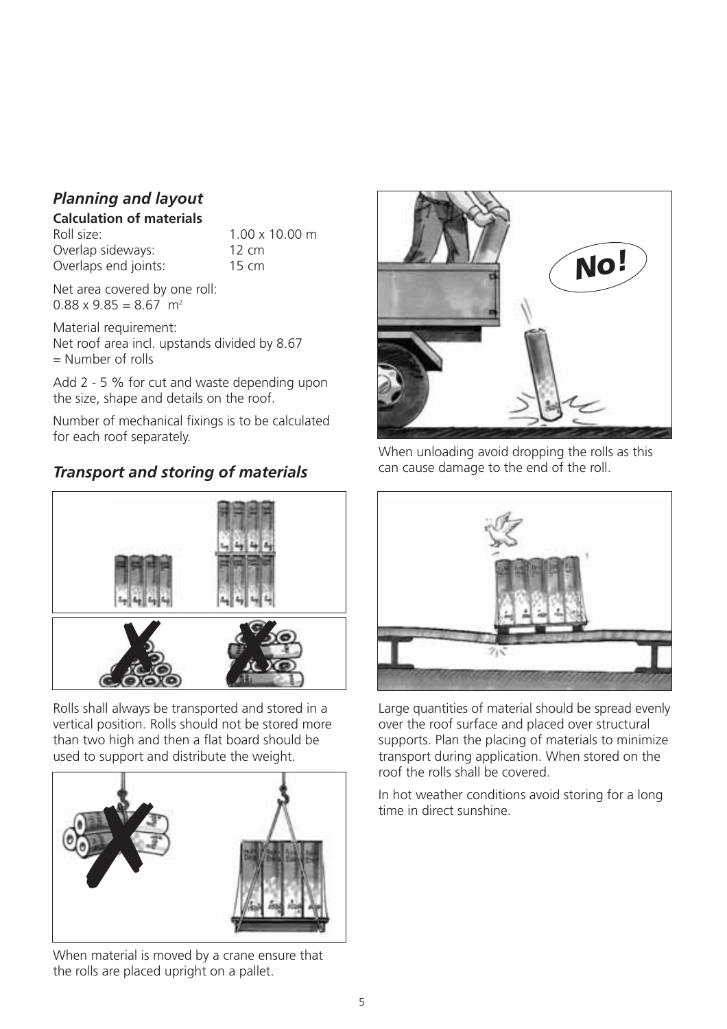## *Planning and layout*

### Calculation of materials

| | |
|---|---|
| Roll size: | 1.00 x 10.00 m |
| Overlap sideways: | 12 cm |
| Overlaps end joints: | 15 cm |

Net area covered by one roll:
$0.88 \times 9.85 = 8.67\ m^2$

Material requirement:
Net roof area incl. upstands divided by 8.67
= Number of rolls

Add 2 - 5 % for cut and waste depending upon the size, shape and details on the roof.

Number of mechanical fixings is to be calculated for each roof separately.

## *Transport and storing of materials*

Rolls shall always be transported and stored in a vertical position. Rolls should not be stored more than two high and then a flat board should be used to support and distribute the weight.

When material is moved by a crane ensure that the rolls are placed upright on a pallet.

When unloading avoid dropping the rolls as this can cause damage to the end of the roll.

Large quantities of material should be spread evenly over the roof surface and placed over structural supports. Plan the placing of materials to minimize transport during application. When stored on the roof the rolls shall be covered.

In hot weather conditions avoid storing for a long time in direct sunshine.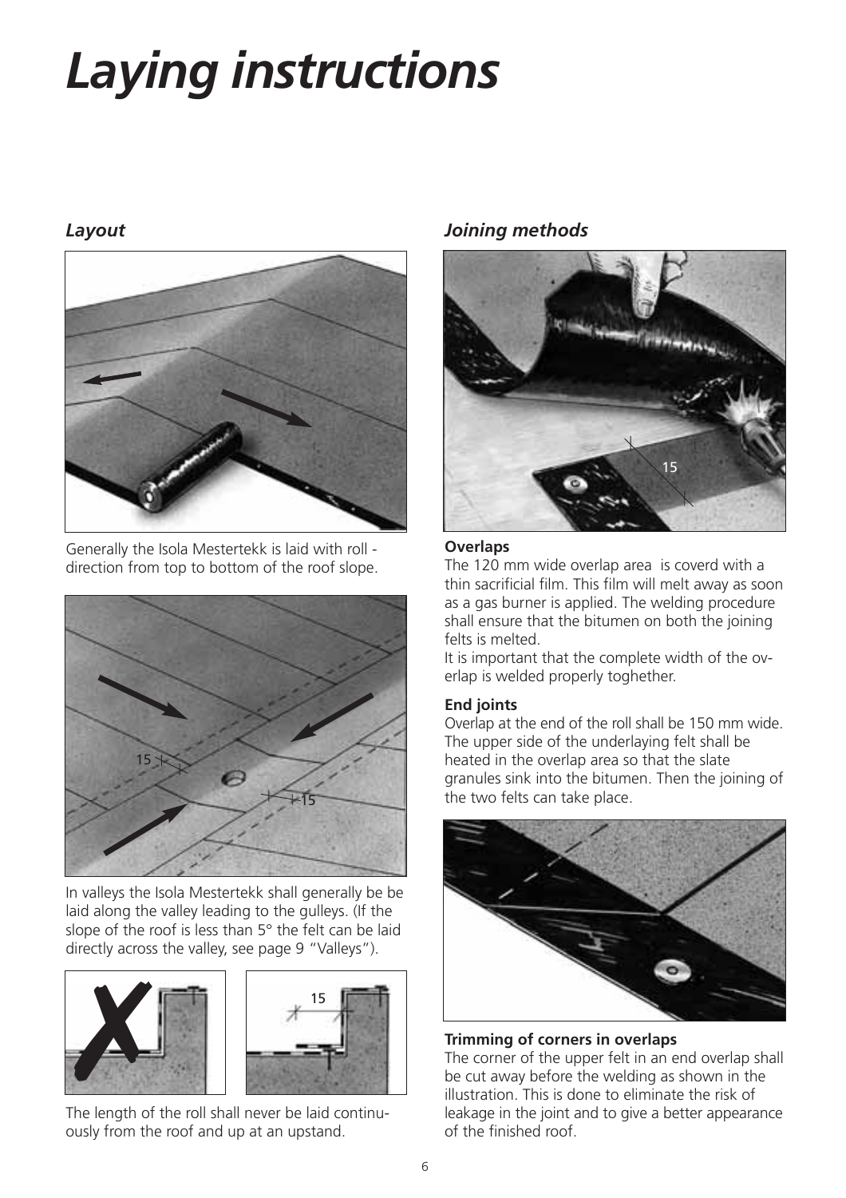# Laying instructions

## Layout

Generally the Isola Mestertekk is laid with roll - direction from top to bottom of the roof slope.

In valleys the Isola Mestertekk shall generally be be laid along the valley leading to the gulleys. (If the slope of the roof is less than 5° the felt can be laid directly across the valley, see page 9 "Valleys").

The length of the roll shall never be laid continuously from the roof and up at an upstand.

## Joining methods

**Overlaps**

The 120 mm wide overlap area is coverd with a thin sacrificial film. This film will melt away as soon as a gas burner is applied. The welding procedure shall ensure that the bitumen on both the joining felts is melted.

It is important that the complete width of the overlap is welded properly toghether.

**End joints**

Overlap at the end of the roll shall be 150 mm wide. The upper side of the underlaying felt shall be heated in the overlap area so that the slate granules sink into the bitumen. Then the joining of the two felts can take place.

**Trimming of corners in overlaps**

The corner of the upper felt in an end overlap shall be cut away before the welding as shown in the illustration. This is done to eliminate the risk of leakage in the joint and to give a better appearance of the finished roof.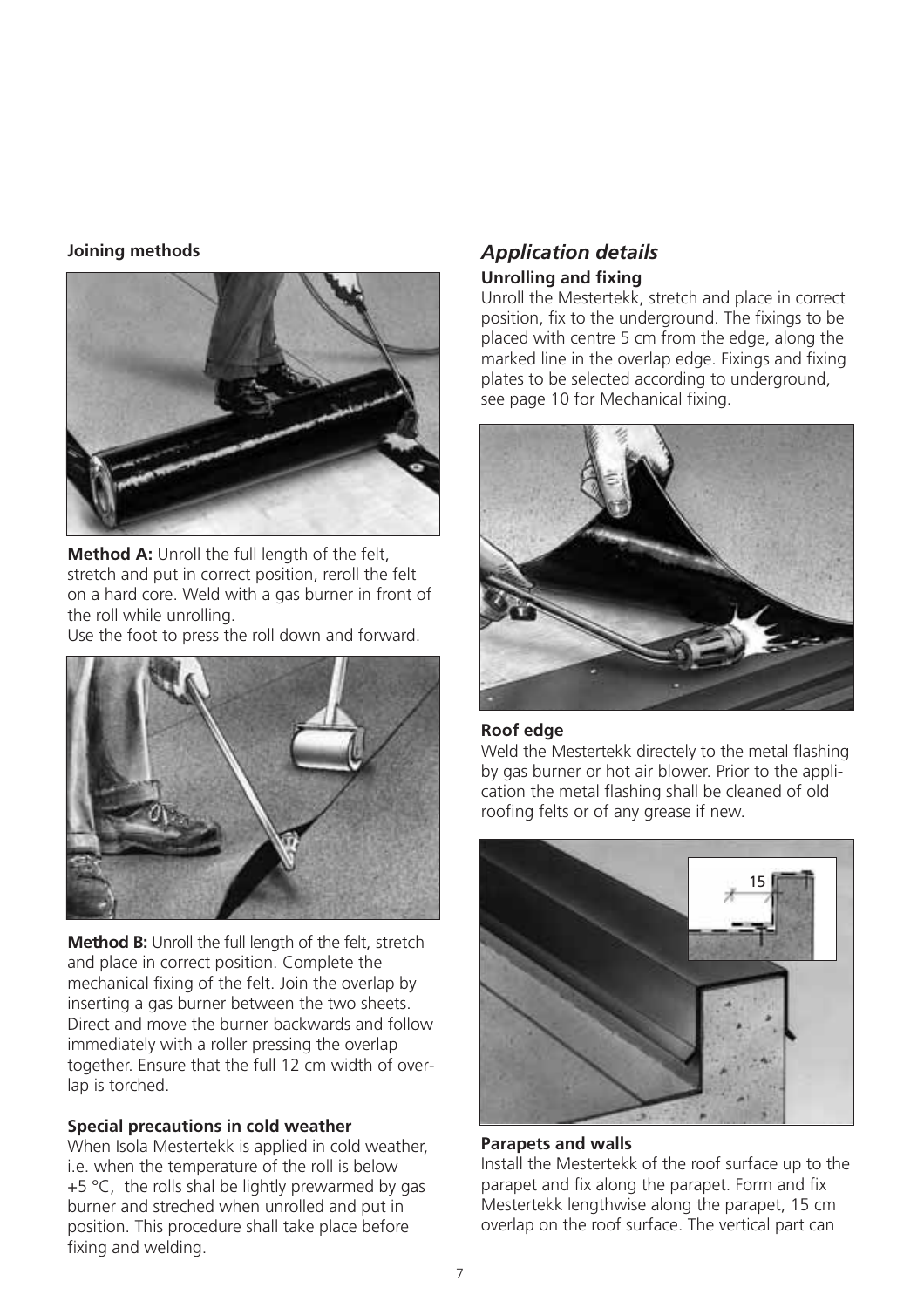**Joining methods**

**Method A:** Unroll the full length of the felt, stretch and put in correct position, reroll the felt on a hard core. Weld with a gas burner in front of the roll while unrolling.
Use the foot to press the roll down and forward.

**Method B:** Unroll the full length of the felt, stretch and place in correct position. Complete the mechanical fixing of the felt. Join the overlap by inserting a gas burner between the two sheets. Direct and move the burner backwards and follow immediately with a roller pressing the overlap together. Ensure that the full 12 cm width of overlap is torched.

**Special precautions in cold weather**

When Isola Mestertekk is applied in cold weather, i.e. when the temperature of the roll is below +5 °C, the rolls shal be lightly prewarmed by gas burner and streched when unrolled and put in position. This procedure shall take place before fixing and welding.

## *Application details*

**Unrolling and fixing**

Unroll the Mestertekk, stretch and place in correct position, fix to the underground. The fixings to be placed with centre 5 cm from the edge, along the marked line in the overlap edge. Fixings and fixing plates to be selected according to underground, see page 10 for Mechanical fixing.

**Roof edge**

Weld the Mestertekk directely to the metal flashing by gas burner or hot air blower. Prior to the application the metal flashing shall be cleaned of old roofing felts or of any grease if new.

**Parapets and walls**

Install the Mestertekk of the roof surface up to the parapet and fix along the parapet. Form and fix Mestertekk lengthwise along the parapet, 15 cm overlap on the roof surface. The vertical part can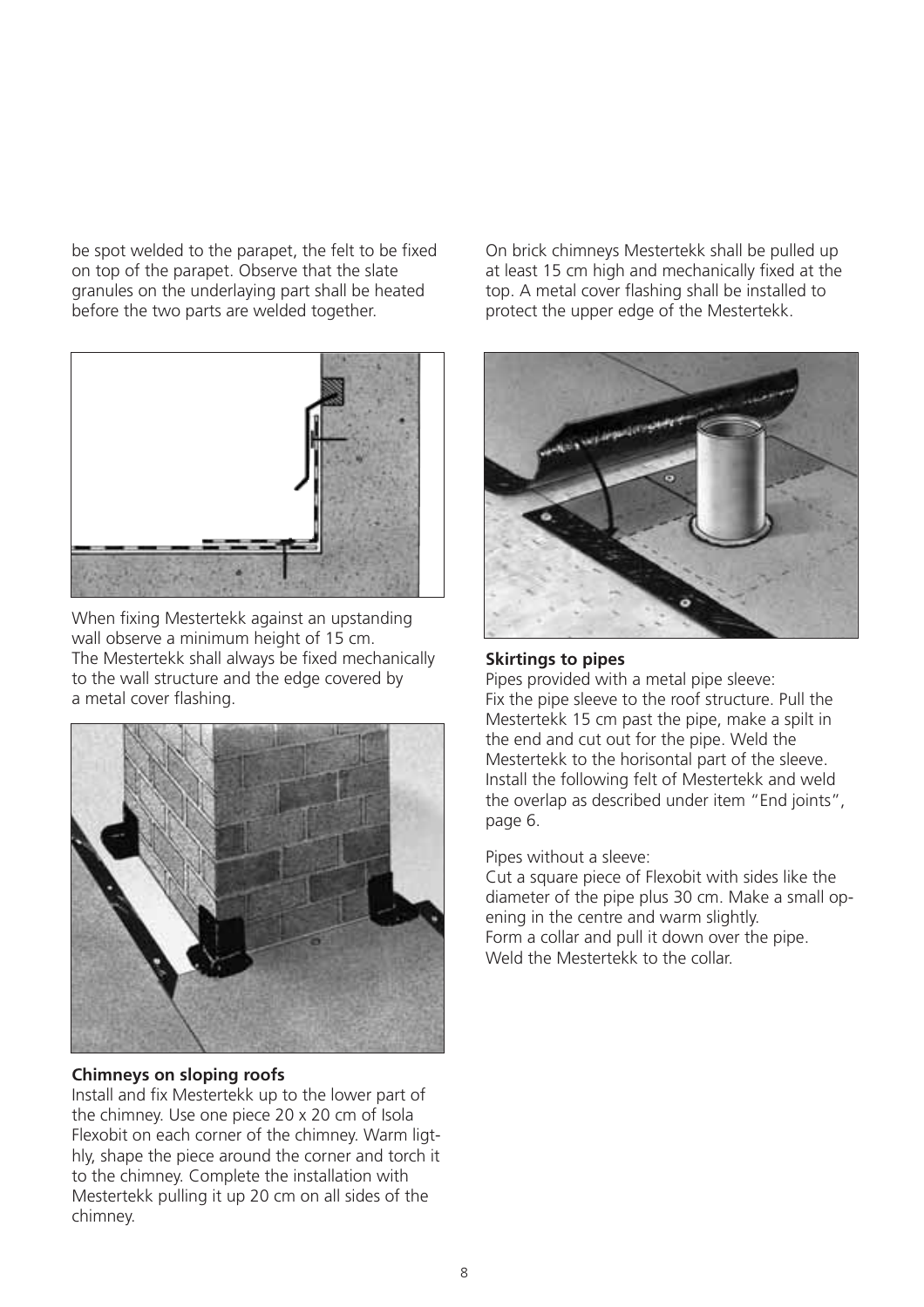be spot welded to the parapet, the felt to be fixed on top of the parapet. Observe that the slate granules on the underlaying part shall be heated before the two parts are welded together.

When fixing Mestertekk against an upstanding wall observe a minimum height of 15 cm. The Mestertekk shall always be fixed mechanically to the wall structure and the edge covered by a metal cover flashing.

**Chimneys on sloping roofs**

Install and fix Mestertekk up to the lower part of the chimney. Use one piece 20 x 20 cm of Isola Flexobit on each corner of the chimney. Warm ligthly, shape the piece around the corner and torch it to the chimney. Complete the installation with Mestertekk pulling it up 20 cm on all sides of the chimney.

On brick chimneys Mestertekk shall be pulled up at least 15 cm high and mechanically fixed at the top. A metal cover flashing shall be installed to protect the upper edge of the Mestertekk.

**Skirtings to pipes**

Pipes provided with a metal pipe sleeve:
Fix the pipe sleeve to the roof structure. Pull the Mestertekk 15 cm past the pipe, make a spilt in the end and cut out for the pipe. Weld the Mestertekk to the horisontal part of the sleeve. Install the following felt of Mestertekk and weld the overlap as described under item "End joints", page 6.

Pipes without a sleeve:
Cut a square piece of Flexobit with sides like the diameter of the pipe plus 30 cm. Make a small opening in the centre and warm slightly.
Form a collar and pull it down over the pipe.
Weld the Mestertekk to the collar.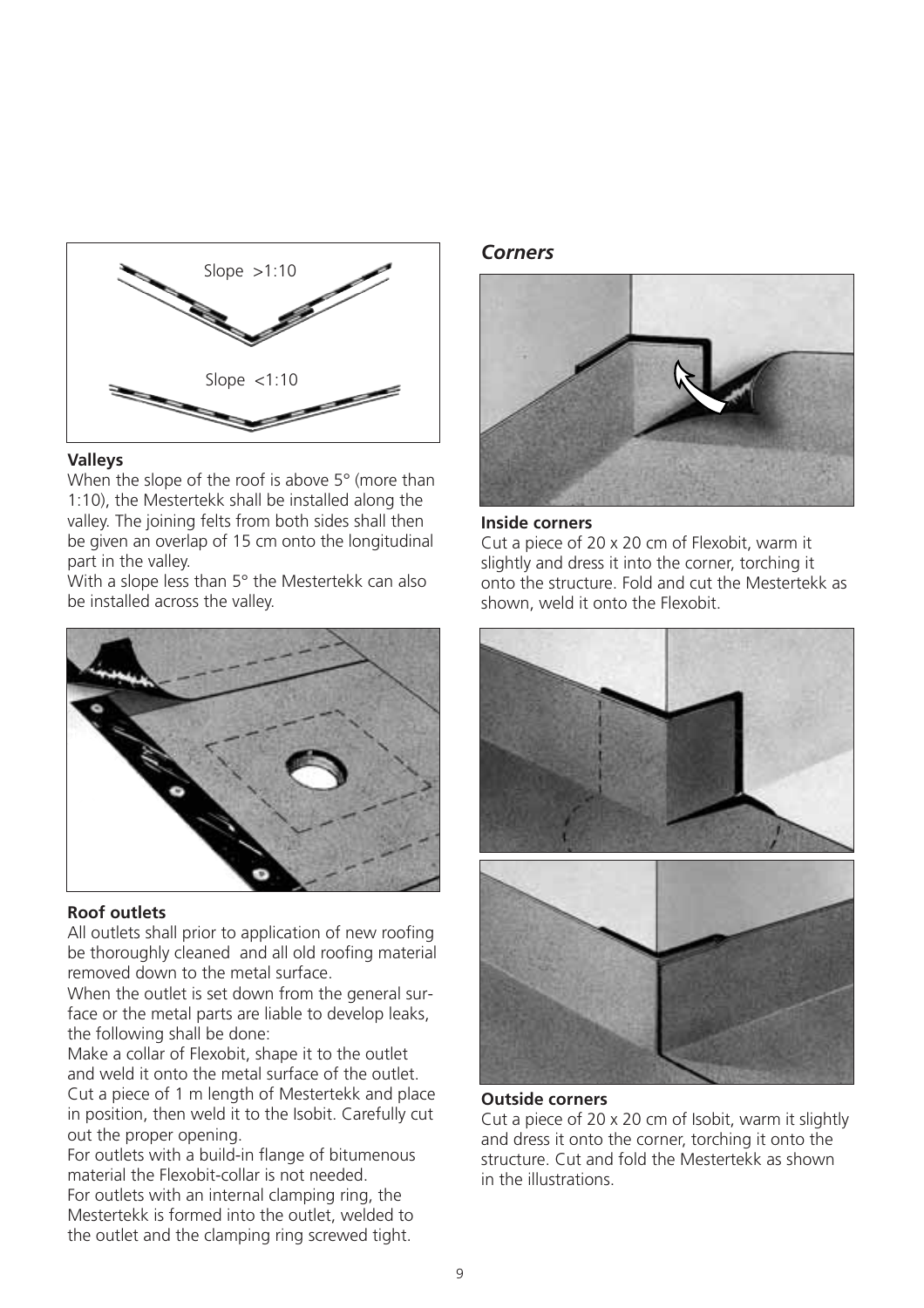Slope >1:10

Slope <1:10

**Valleys**

When the slope of the roof is above 5° (more than 1:10), the Mestertekk shall be installed along the valley. The joining felts from both sides shall then be given an overlap of 15 cm onto the longitudinal part in the valley.

With a slope less than 5° the Mestertekk can also be installed across the valley.

**Roof outlets**

All outlets shall prior to application of new roofing be thoroughly cleaned and all old roofing material removed down to the metal surface.

When the outlet is set down from the general surface or the metal parts are liable to develop leaks, the following shall be done:

Make a collar of Flexobit, shape it to the outlet and weld it onto the metal surface of the outlet. Cut a piece of 1 m length of Mestertekk and place in position, then weld it to the Isobit. Carefully cut out the proper opening.

For outlets with a build-in flange of bitumenous material the Flexobit-collar is not needed.

For outlets with an internal clamping ring, the Mestertekk is formed into the outlet, welded to the outlet and the clamping ring screwed tight.

## *Corners*

**Inside corners**

Cut a piece of 20 x 20 cm of Flexobit, warm it slightly and dress it into the corner, torching it onto the structure. Fold and cut the Mestertekk as shown, weld it onto the Flexobit.

**Outside corners**

Cut a piece of 20 x 20 cm of Isobit, warm it slightly and dress it onto the corner, torching it onto the structure. Cut and fold the Mestertekk as shown in the illustrations.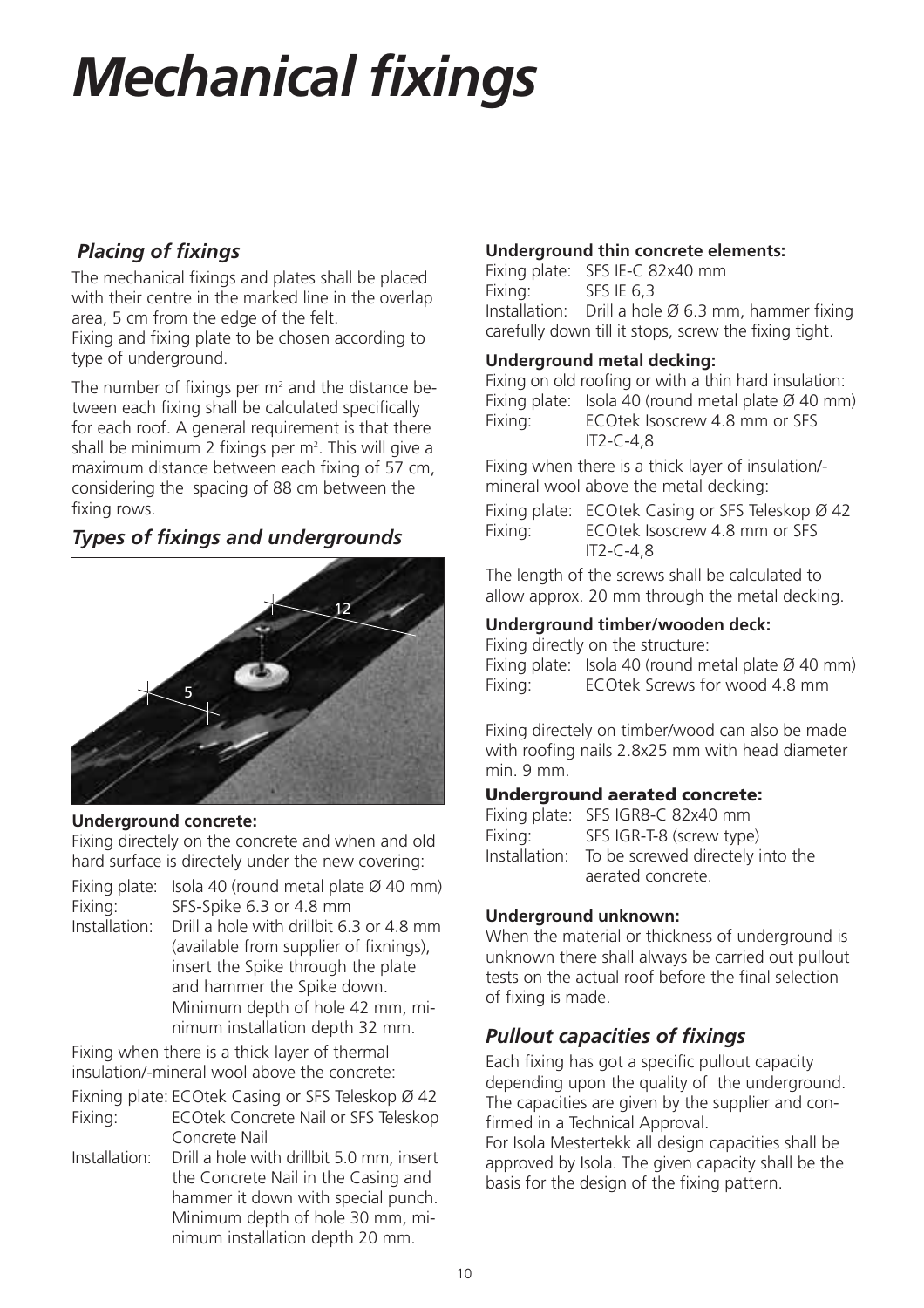// Mechanical fixings

## Placing of fixings

The mechanical fixings and plates shall be placed with their centre in the marked line in the overlap area, 5 cm from the edge of the felt.
Fixing and fixing plate to be chosen according to type of underground.

The number of fixings per m² and the distance between each fixing shall be calculated specifically for each roof. A general requirement is that there shall be minimum 2 fixings per m². This will give a maximum distance between each fixing of 57 cm, considering the spacing of 88 cm between the fixing rows.

## Types of fixings and undergrounds

**Underground concrete:**
Fixing directely on the concrete and when and old hard surface is directely under the new covering:

Fixing plate: Isola 40 (round metal plate Ø 40 mm)
Fixing: SFS-Spike 6.3 or 4.8 mm
Installation: Drill a hole with drillbit 6.3 or 4.8 mm (available from supplier of fixnings), insert the Spike through the plate and hammer the Spike down. Minimum depth of hole 42 mm, minimum installation depth 32 mm.

Fixing when there is a thick layer of thermal insulation/-mineral wool above the concrete:

Fixning plate: ECOtek Casing or SFS Teleskop Ø 42
Fixing: ECOtek Concrete Nail or SFS Teleskop Concrete Nail
Installation: Drill a hole with drillbit 5.0 mm, insert the Concrete Nail in the Casing and hammer it down with special punch. Minimum depth of hole 30 mm, minimum installation depth 20 mm.

**Underground thin concrete elements:**
Fixing plate: SFS IE-C 82x40 mm
Fixing: SFS IE 6,3
Installation: Drill a hole Ø 6.3 mm, hammer fixing carefully down till it stops, screw the fixing tight.

**Underground metal decking:**
Fixing on old roofing or with a thin hard insulation:
Fixing plate: Isola 40 (round metal plate Ø 40 mm)
Fixing: ECOtek Isoscrew 4.8 mm or SFS IT2-C-4,8

Fixing when there is a thick layer of insulation/-mineral wool above the metal decking:

Fixing plate: ECOtek Casing or SFS Teleskop Ø 42
Fixing: ECOtek Isoscrew 4.8 mm or SFS IT2-C-4,8

The length of the screws shall be calculated to allow approx. 20 mm through the metal decking.

**Underground timber/wooden deck:**
Fixing directly on the structure:
Fixing plate: Isola 40 (round metal plate Ø 40 mm)
Fixing: ECOtek Screws for wood 4.8 mm

Fixing directely on timber/wood can also be made with roofing nails 2.8x25 mm with head diameter min. 9 mm.

**Underground aerated concrete:**
Fixing plate: SFS IGR8-C 82x40 mm
Fixing: SFS IGR-T-8 (screw type)
Installation: To be screwed directely into the aerated concrete.

**Underground unknown:**
When the material or thickness of underground is unknown there shall always be carried out pullout tests on the actual roof before the final selection of fixing is made.

## Pullout capacities of fixings

Each fixing has got a specific pullout capacity depending upon the quality of the underground. The capacities are given by the supplier and confirmed in a Technical Approval.
For Isola Mestertekk all design capacities shall be approved by Isola. The given capacity shall be the basis for the design of the fixing pattern.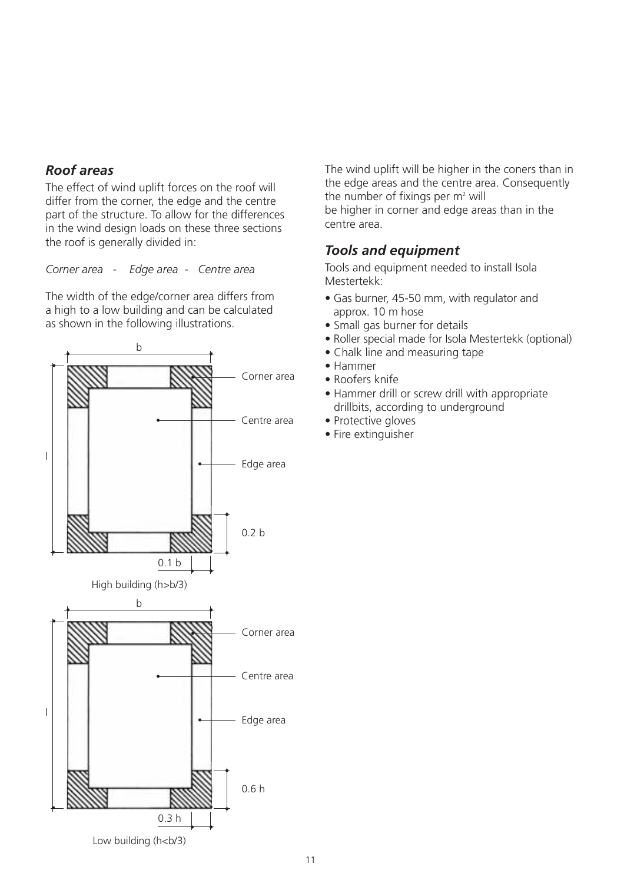## *Roof areas*

The effect of wind uplift forces on the roof will differ from the corner, the edge and the centre part of the structure. To allow for the differences in the wind design loads on these three sections the roof is generally divided in:

*Corner area - Edge area - Centre area*

The width of the edge/corner area differs from a high to a low building and can be calculated as shown in the following illustrations.

b

Corner area

Centre area

l

Edge area

0.2 b

0.1 b

High building (h>b/3)

b

Corner area

Centre area

l

Edge area

0.6 h

0.3 h

Low building (h<b/3)

The wind uplift will be higher in the coners than in the edge areas and the centre area. Consequently the number of fixings per $m^2$ will be higher in corner and edge areas than in the centre area.

## *Tools and equipment*

Tools and equipment needed to install Isola Mestertekk:

- Gas burner, 45-50 mm, with regulator and approx. 10 m hose
- Small gas burner for details
- Roller special made for Isola Mestertekk (optional)
- Chalk line and measuring tape
- Hammer
- Roofers knife
- Hammer drill or screw drill with appropriate drillbits, according to underground
- Protective gloves
- Fire extinguisher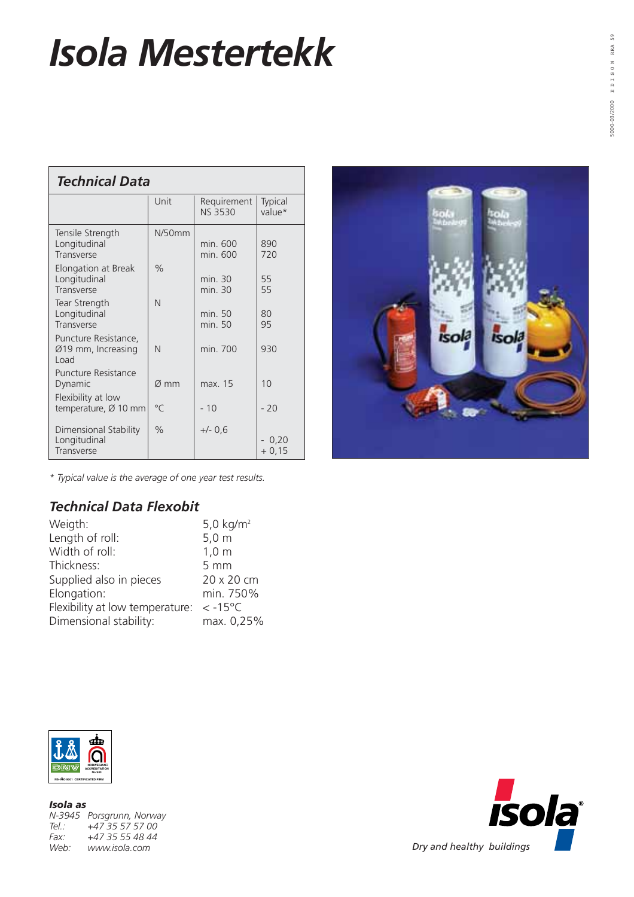# Isola Mestertekk

## Technical Data

| | Unit | Requirement NS 3530 | Typical value* |
|---|---|---|---|
| Tensile Strength | N/50mm | | |
| Longitudinal | | min. 600 | 890 |
| Transverse | | min. 600 | 720 |
| Elongation at Break | % | | |
| Longitudinal | | min. 30 | 55 |
| Transverse | | min. 30 | 55 |
| Tear Strength | N | | |
| Longitudinal | | min. 50 | 80 |
| Transverse | | min. 50 | 95 |
| Puncture Resistance, Ø19 mm, Increasing Load | N | min. 700 | 930 |
| Puncture Resistance Dynamic | Ø mm | max. 15 | 10 |
| Flexibility at low temperature, Ø 10 mm | °C | - 10 | - 20 |
| Dimensional Stability | % | +/- 0,6 | |
| Longitudinal | | | - 0,20 |
| Transverse | | | + 0,15 |

*\* Typical value is the average of one year test results.*

## Technical Data Flexobit

| | |
|---|---|
| Weigth: | 5,0 kg/m² |
| Length of roll: | 5,0 m |
| Width of roll: | 1,0 m |
| Thickness: | 5 mm |
| Supplied also in pieces | 20 x 20 cm |
| Elongation: | min. 750% |
| Flexibility at low temperature: | < -15°C |
| Dimensional stability: | max. 0,25% |

***Isola as***

*N-3945 Porsgrunn, Norway*
*Tel.: +47 35 57 57 00*
*Fax: +47 35 55 48 44*
*Web: www.isola.com*

*Dry and healthy buildings*